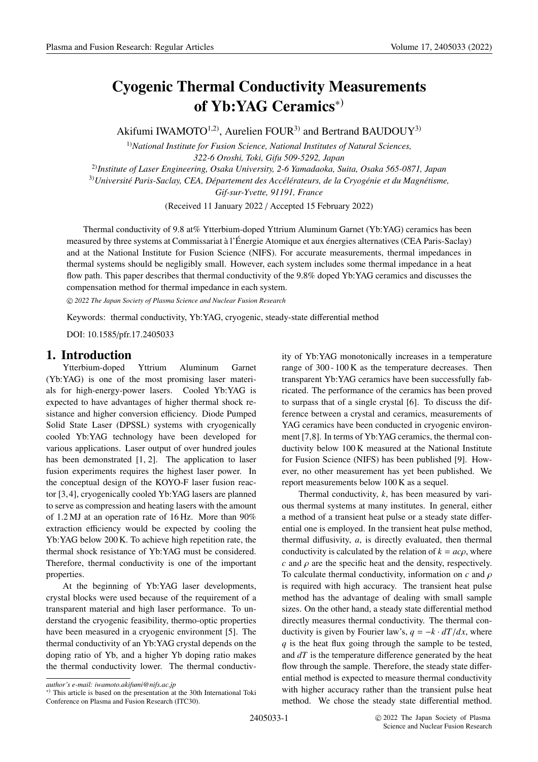# Cyogenic Thermal Conductivity Measurements of Yb:YAG Ceramics*)

Akifumi IWAMOTO[1,2], Aurelien FOUR[3] and Bertrand BAUDOUY[3]

[1] *National Institute for Fusion Science, National Institutes of Natural Sciences, 322-6 Oroshi, Toki, Gifu 509-5292, Japan*

[2] *Institute of Laser Engineering, Osaka University, 2-6 Yamadaoka, Suita, Osaka 565-0871, Japan*

[3] *Université Paris-Saclay, CEA, Département des Accélérateurs, de la Cryogénie et du Magnétisme, Gif-sur-Yvette, 91191, France*

(Received 11 January 2022 / Accepted 15 February 2022)

Thermal conductivity of 9.8 at% Ytterbium-doped Yttrium Aluminum Garnet (Yb:YAG) ceramics has been measured by three systems at Commissariat à l'Énergie Atomique et aux énergies alternatives (CEA Paris-Saclay) and at the National Institute for Fusion Science (NIFS). For accurate measurements, thermal impedances in thermal systems should be negligibly small. However, each system includes some thermal impedance in a heat flow path. This paper describes that thermal conductivity of the 9.8% doped Yb:YAG ceramics and discusses the compensation method for thermal impedance in each system.

© *2022 The Japan Society of Plasma Science and Nuclear Fusion Research*

Keywords: thermal conductivity, Yb:YAG, cryogenic, steady-state differential method

DOI: 10.1585/pfr.17.2405033

## 1. Introduction

Ytterbium-doped Yttrium Aluminum Garnet (Yb:YAG) is one of the most promising laser materials for high-energy-power lasers. Cooled Yb:YAG is expected to have advantages of higher thermal shock resistance and higher conversion efficiency. Diode Pumped Solid State Laser (DPSSL) systems with cryogenically cooled Yb:YAG technology have been developed for various applications. Laser output of over hundred joules has been demonstrated [1, 2]. The application to laser fusion experiments requires the highest laser power. In the conceptual design of the KOYO-F laser fusion reactor [3, 4], cryogenically cooled Yb:YAG lasers are planned to serve as compression and heating lasers with the amount of 1.2 MJ at an operation rate of 16 Hz. More than 90% extraction efficiency would be expected by cooling the Yb:YAG below 200 K. To achieve high repetition rate, the thermal shock resistance of Yb:YAG must be considered. Therefore, thermal conductivity is one of the important properties.

At the beginning of Yb:YAG laser developments, crystal blocks were used because of the requirement of a transparent material and high laser performance. To understand the cryogenic feasibility, thermo-optic properties have been measured in a cryogenic environment [5]. The thermal conductivity of an Yb:YAG crystal depends on the doping ratio of Yb, and a higher Yb doping ratio makes the thermal conductivity lower. The thermal conductivity of Yb:YAG monotonically increases in a temperature range of 300 - 100 K as the temperature decreases. Then transparent Yb:YAG ceramics have been successfully fabricated. The performance of the ceramics has been proved to surpass that of a single crystal [6]. To discuss the difference between a crystal and ceramics, measurements of YAG ceramics have been conducted in cryogenic environment [7,8]. In terms of Yb:YAG ceramics, the thermal conductivity below 100 K measured at the National Institute for Fusion Science (NIFS) has been published [9]. However, no other measurement has yet been published. We report measurements below 100 K as a sequel.

Thermal conductivity, $k$, has been measured by various thermal systems at many institutes. In general, either a method of a transient heat pulse or a steady state differential one is employed. In the transient heat pulse method, thermal diffusivity, $a$, is directly evaluated, then thermal conductivity is calculated by the relation of $k = ac\rho$, where $c$ and $\rho$ are the specific heat and the density, respectively. To calculate thermal conductivity, information on $c$ and $\rho$ is required with high accuracy. The transient heat pulse method has the advantage of dealing with small sample sizes. On the other hand, a steady state differential method directly measures thermal conductivity. The thermal conductivity is given by Fourier law's, $q = -k \cdot dT/dx$, where $q$ is the heat flux going through the sample to be tested, and $dT$ is the temperature difference generated by the heat flow through the sample. Therefore, the steady state differential method is expected to measure thermal conductivity with higher accuracy rather than the transient pulse heat method. We chose the steady state differential method.

---

*author's e-mail: iwamoto.akifumi@nifs.ac.jp*

*) This article is based on the presentation at the 30th International Toki Conference on Plasma and Fusion Research (ITC30).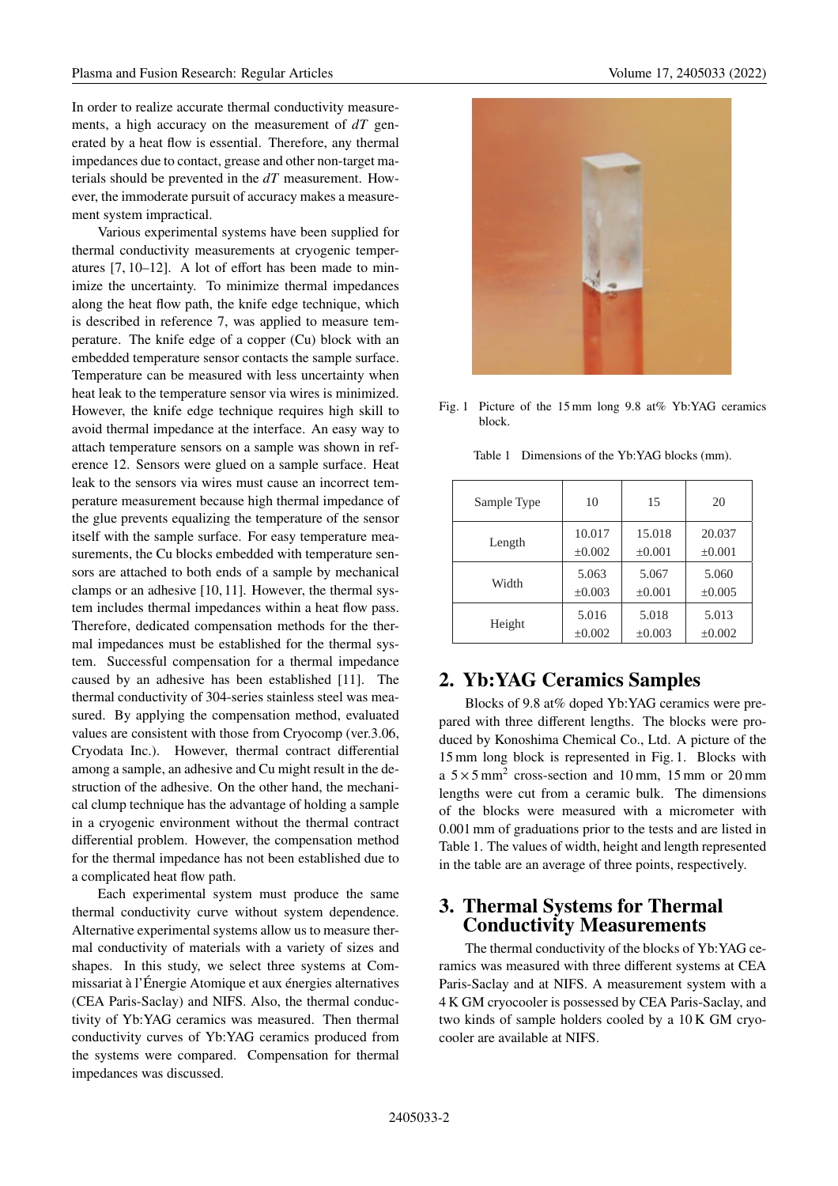In order to realize accurate thermal conductivity measurements, a high accuracy on the measurement of $dT$ generated by a heat flow is essential. Therefore, any thermal impedances due to contact, grease and other non-target materials should be prevented in the $dT$ measurement. However, the immoderate pursuit of accuracy makes a measurement system impractical.

Various experimental systems have been supplied for thermal conductivity measurements at cryogenic temperatures [7, 10–12]. A lot of effort has been made to minimize the uncertainty. To minimize thermal impedances along the heat flow path, the knife edge technique, which is described in reference 7, was applied to measure temperature. The knife edge of a copper (Cu) block with an embedded temperature sensor contacts the sample surface. Temperature can be measured with less uncertainty when heat leak to the temperature sensor via wires is minimized. However, the knife edge technique requires high skill to avoid thermal impedance at the interface. An easy way to attach temperature sensors on a sample was shown in reference 12. Sensors were glued on a sample surface. Heat leak to the sensors via wires must cause an incorrect temperature measurement because high thermal impedance of the glue prevents equalizing the temperature of the sensor itself with the sample surface. For easy temperature measurements, the Cu blocks embedded with temperature sensors are attached to both ends of a sample by mechanical clamps or an adhesive [10, 11]. However, the thermal system includes thermal impedances within a heat flow pass. Therefore, dedicated compensation methods for the thermal impedances must be established for the thermal system. Successful compensation for a thermal impedance caused by an adhesive has been established [11]. The thermal conductivity of 304-series stainless steel was measured. By applying the compensation method, evaluated values are consistent with those from Cryocomp (ver.3.06, Cryodata Inc.). However, thermal contract differential among a sample, an adhesive and Cu might result in the destruction of the adhesive. On the other hand, the mechanical clump technique has the advantage of holding a sample in a cryogenic environment without the thermal contract differential problem. However, the compensation method for the thermal impedance has not been established due to a complicated heat flow path.

Each experimental system must produce the same thermal conductivity curve without system dependence. Alternative experimental systems allow us to measure thermal conductivity of materials with a variety of sizes and shapes. In this study, we select three systems at Commissariat à l'Énergie Atomique et aux énergies alternatives (CEA Paris-Saclay) and NIFS. Also, the thermal conductivity of Yb:YAG ceramics was measured. Then thermal conductivity curves of Yb:YAG ceramics produced from the systems were compared. Compensation for thermal impedances was discussed.

Fig. 1 Picture of the 15 mm long 9.8 at% Yb:YAG ceramics block.

Table 1 Dimensions of the Yb:YAG blocks (mm).

| Sample Type | 10 | 15 | 20 |
|---|---|---|---|
| Length | 10.017 ±0.002 | 15.018 ±0.001 | 20.037 ±0.001 |
| Width | 5.063 ±0.003 | 5.067 ±0.001 | 5.060 ±0.005 |
| Height | 5.016 ±0.002 | 5.018 ±0.003 | 5.013 ±0.002 |

## 2. Yb:YAG Ceramics Samples

Blocks of 9.8 at% doped Yb:YAG ceramics were prepared with three different lengths. The blocks were produced by Konoshima Chemical Co., Ltd. A picture of the 15 mm long block is represented in Fig. 1. Blocks with a $5 \times 5\ \mathrm{mm}^2$ cross-section and 10 mm, 15 mm or 20 mm lengths were cut from a ceramic bulk. The dimensions of the blocks were measured with a micrometer with 0.001 mm of graduations prior to the tests and are listed in Table 1. The values of width, height and length represented in the table are an average of three points, respectively.

## 3. Thermal Systems for Thermal Conductivity Measurements

The thermal conductivity of the blocks of Yb:YAG ceramics was measured with three different systems at CEA Paris-Saclay and at NIFS. A measurement system with a 4 K GM cryocooler is possessed by CEA Paris-Saclay, and two kinds of sample holders cooled by a 10 K GM cryocooler are available at NIFS.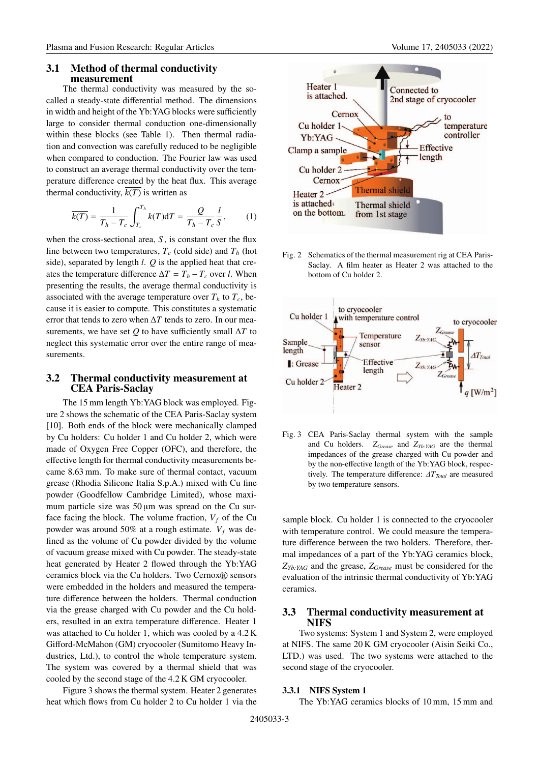### 3.1 Method of thermal conductivity measurement

The thermal conductivity was measured by the so-called a steady-state differential method. The dimensions in width and height of the Yb:YAG blocks were sufficiently large to consider thermal conduction one-dimensionally within these blocks (see Table 1). Then thermal radiation and convection was carefully reduced to be negligible when compared to conduction. The Fourier law was used to construct an average thermal conductivity over the temperature difference created by the heat flux. This average thermal conductivity, $\overline{k(T)}$ is written as

$$\overline{k(T)} = \frac{1}{T_h - T_c} \int_{T_c}^{T_h} k(T) \mathrm{d}T = \frac{Q}{T_h - T_c} \frac{l}{S}, \qquad (1)$$

when the cross-sectional area, $S$, is constant over the flux line between two temperatures, $T_c$ (cold side) and $T_h$ (hot side), separated by length $l$. $Q$ is the applied heat that creates the temperature difference $\Delta T = T_h - T_c$ over $l$. When presenting the results, the average thermal conductivity is associated with the average temperature over $T_h$ to $T_c$, because it is easier to compute. This constitutes a systematic error that tends to zero when $\Delta T$ tends to zero. In our measurements, we have set $Q$ to have sufficiently small $\Delta T$ to neglect this systematic error over the entire range of measurements.

### 3.2 Thermal conductivity measurement at CEA Paris-Saclay

The 15 mm length Yb:YAG block was employed. Figure 2 shows the schematic of the CEA Paris-Saclay system [10]. Both ends of the block were mechanically clamped by Cu holders: Cu holder 1 and Cu holder 2, which were made of Oxygen Free Copper (OFC), and therefore, the effective length for thermal conductivity measurements became 8.63 mm. To make sure of thermal contact, vacuum grease (Rhodia Silicone Italia S.p.A.) mixed with Cu fine powder (Goodfellow Cambridge Limited), whose maximum particle size was 50 µm was spread on the Cu surface facing the block. The volume fraction, $V_f$ of the Cu powder was around 50% at a rough estimate. $V_f$ was defined as the volume of Cu powder divided by the volume of vacuum grease mixed with Cu powder. The steady-state heat generated by Heater 2 flowed through the Yb:YAG ceramics block via the Cu holders. Two Cernox® sensors were embedded in the holders and measured the temperature difference between the holders. Thermal conduction via the grease charged with Cu powder and the Cu holders, resulted in an extra temperature difference. Heater 1 was attached to Cu holder 1, which was cooled by a 4.2 K Gifford-McMahon (GM) cryocooler (Sumitomo Heavy Industries, Ltd.), to control the whole temperature system. The system was covered by a thermal shield that was cooled by the second stage of the 4.2 K GM cryocooler.

Figure 3 shows the thermal system. Heater 2 generates heat which flows from Cu holder 2 to Cu holder 1 via the sample block. Cu holder 1 is connected to the cryocooler with temperature control. We could measure the temperature difference between the two holders. Therefore, thermal impedances of a part of the Yb:YAG ceramics block, $Z_{Yb:YAG}$ and the grease, $Z_{Grease}$ must be considered for the evaluation of the intrinsic thermal conductivity of Yb:YAG ceramics.

Fig. 2 Schematics of the thermal measurement rig at CEA Paris-Saclay. A film heater as Heater 2 was attached to the bottom of Cu holder 2.

Fig. 3 CEA Paris-Saclay thermal system with the sample and Cu holders. $Z_{Grease}$ and $Z_{Yb:YAG}$ are the thermal impedances of the grease charged with Cu powder and by the non-effective length of the Yb:YAG block, respectively. The temperature difference: $\Delta T_{Total}$ are measured by two temperature sensors.

### 3.3 Thermal conductivity measurement at NIFS

Two systems: System 1 and System 2, were employed at NIFS. The same 20 K GM cryocooler (Aisin Seiki Co., LTD.) was used. The two systems were attached to the second stage of the cryocooler.

#### 3.3.1 NIFS System 1

The Yb:YAG ceramics blocks of 10 mm, 15 mm and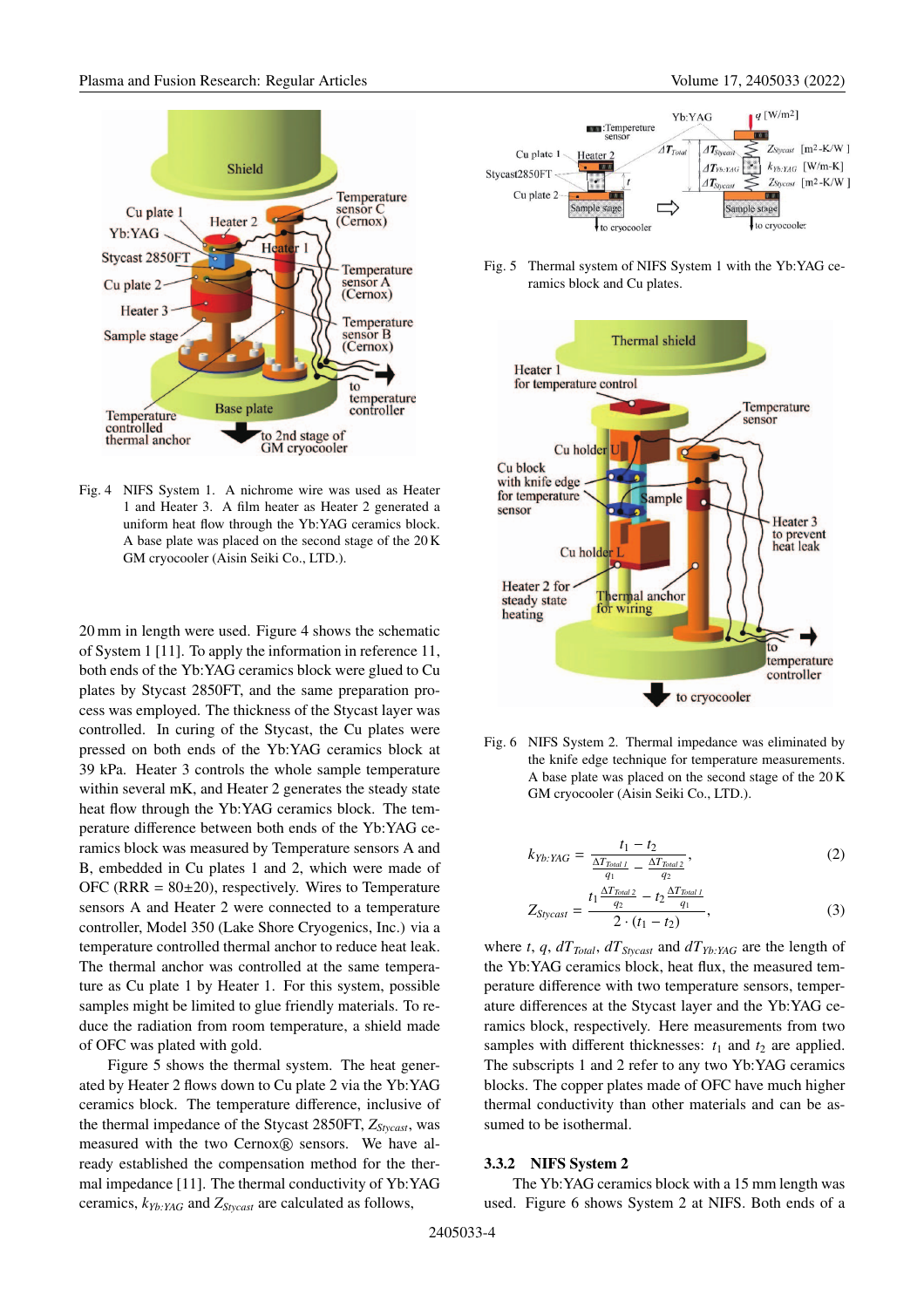Fig. 4 NIFS System 1. A nichrome wire was used as Heater 1 and Heater 3. A film heater as Heater 2 generated a uniform heat flow through the Yb:YAG ceramics block. A base plate was placed on the second stage of the 20 K GM cryocooler (Aisin Seiki Co., LTD.).

20 mm in length were used. Figure 4 shows the schematic of System 1 [11]. To apply the information in reference 11, both ends of the Yb:YAG ceramics block were glued to Cu plates by Stycast 2850FT, and the same preparation process was employed. The thickness of the Stycast layer was controlled. In curing of the Stycast, the Cu plates were pressed on both ends of the Yb:YAG ceramics block at 39 kPa. Heater 3 controls the whole sample temperature within several mK, and Heater 2 generates the steady state heat flow through the Yb:YAG ceramics block. The temperature difference between both ends of the Yb:YAG ceramics block was measured by Temperature sensors A and B, embedded in Cu plates 1 and 2, which were made of OFC (RRR = 80±20), respectively. Wires to Temperature sensors A and Heater 2 were connected to a temperature controller, Model 350 (Lake Shore Cryogenics, Inc.) via a temperature controlled thermal anchor to reduce heat leak. The thermal anchor was controlled at the same temperature as Cu plate 1 by Heater 1. For this system, possible samples might be limited to glue friendly materials. To reduce the radiation from room temperature, a shield made of OFC was plated with gold.

Figure 5 shows the thermal system. The heat generated by Heater 2 flows down to Cu plate 2 via the Yb:YAG ceramics block. The temperature difference, inclusive of the thermal impedance of the Stycast 2850FT, $Z_{Stycast}$, was measured with the two Cernox® sensors. We have already established the compensation method for the thermal impedance [11]. The thermal conductivity of Yb:YAG ceramics, $k_{Yb:YAG}$ and $Z_{Stycast}$ are calculated as follows,

Fig. 5 Thermal system of NIFS System 1 with the Yb:YAG ceramics block and Cu plates.

Fig. 6 NIFS System 2. Thermal impedance was eliminated by the knife edge technique for temperature measurements. A base plate was placed on the second stage of the 20 K GM cryocooler (Aisin Seiki Co., LTD.).

$$k_{Yb:YAG} = \frac{t_1 - t_2}{\frac{\Delta T_{Total\,1}}{q_1} - \frac{\Delta T_{Total\,2}}{q_2}}, \tag{2}$$

$$Z_{Stycast} = \frac{t_1 \frac{\Delta T_{Total\,2}}{q_2} - t_2 \frac{\Delta T_{Total\,1}}{q_1}}{2 \cdot (t_1 - t_2)}, \tag{3}$$

where $t$, $q$, $dT_{Total}$, $dT_{Stycast}$ and $dT_{Yb:YAG}$ are the length of the Yb:YAG ceramics block, heat flux, the measured temperature difference with two temperature sensors, temperature differences at the Stycast layer and the Yb:YAG ceramics block, respectively. Here measurements from two samples with different thicknesses: $t_1$ and $t_2$ are applied. The subscripts 1 and 2 refer to any two Yb:YAG ceramics blocks. The copper plates made of OFC have much higher thermal conductivity than other materials and can be assumed to be isothermal.

### 3.3.2 NIFS System 2

The Yb:YAG ceramics block with a 15 mm length was used. Figure 6 shows System 2 at NIFS. Both ends of a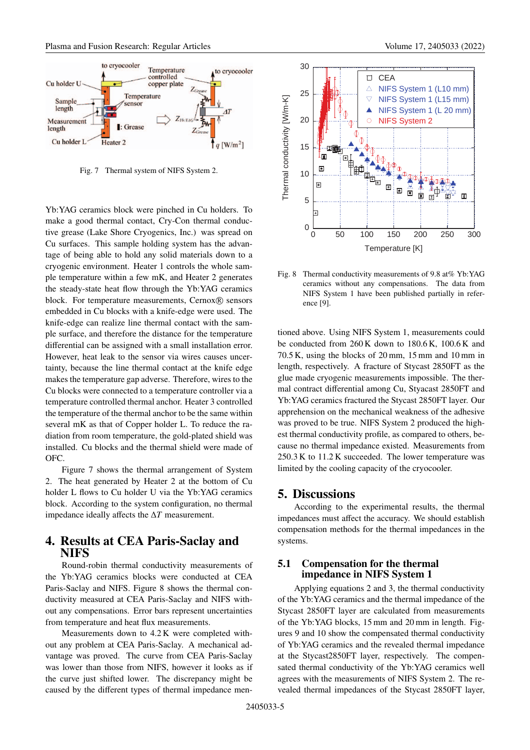Fig. 7 Thermal system of NIFS System 2.

Yb:YAG ceramics block were pinched in Cu holders. To make a good thermal contact, Cry-Con thermal conductive grease (Lake Shore Cryogenics, Inc.) was spread on Cu surfaces. This sample holding system has the advantage of being able to hold any solid materials down to a cryogenic environment. Heater 1 controls the whole sample temperature within a few mK, and Heater 2 generates the steady-state heat flow through the Yb:YAG ceramics block. For temperature measurements, Cernox® sensors embedded in Cu blocks with a knife-edge were used. The knife-edge can realize line thermal contact with the sample surface, and therefore the distance for the temperature differential can be assigned with a small installation error. However, heat leak to the sensor via wires causes uncertainty, because the line thermal contact at the knife edge makes the temperature gap adverse. Therefore, wires to the Cu blocks were connected to a temperature controller via a temperature controlled thermal anchor. Heater 3 controlled the temperature of the thermal anchor to be the same within several mK as that of Copper holder L. To reduce the radiation from room temperature, the gold-plated shield was installed. Cu blocks and the thermal shield were made of OFC.

Figure 7 shows the thermal arrangement of System 2. The heat generated by Heater 2 at the bottom of Cu holder L flows to Cu holder U via the Yb:YAG ceramics block. According to the system configuration, no thermal impedance ideally affects the $\Delta T$ measurement.

## 4. Results at CEA Paris-Saclay and NIFS

Round-robin thermal conductivity measurements of the Yb:YAG ceramics blocks were conducted at CEA Paris-Saclay and NIFS. Figure 8 shows the thermal conductivity measured at CEA Paris-Saclay and NIFS without any compensations. Error bars represent uncertainties from temperature and heat flux measurements.

Measurements down to 4.2 K were completed without any problem at CEA Paris-Saclay. A mechanical advantage was proved. The curve from CEA Paris-Saclay was lower than those from NIFS, however it looks as if the curve just shifted lower. The discrepancy might be caused by the different types of thermal impedance mentioned above. Using NIFS System 1, measurements could be conducted from 260 K down to 180.6 K, 100.6 K and 70.5 K, using the blocks of 20 mm, 15 mm and 10 mm in length, respectively. A fracture of Stycast 2850FT as the glue made cryogenic measurements impossible. The thermal contract differential among Cu, Styacast 2850FT and Yb:YAG ceramics fractured the Stycast 2850FT layer. Our apprehension on the mechanical weakness of the adhesive was proved to be true. NIFS System 2 produced the highest thermal conductivity profile, as compared to others, because no thermal impedance existed. Measurements from 250.3 K to 11.2 K succeeded. The lower temperature was limited by the cooling capacity of the cryocooler.

Fig. 8 Thermal conductivity measurements of 9.8 at% Yb:YAG ceramics without any compensations. The data from NIFS System 1 have been published partially in reference [9].

## 5. Discussions

According to the experimental results, the thermal impedances must affect the accuracy. We should establish compensation methods for the thermal impedances in the systems.

### 5.1 Compensation for the thermal impedance in NIFS System 1

Applying equations 2 and 3, the thermal conductivity of the Yb:YAG ceramics and the thermal impedance of the Stycast 2850FT layer are calculated from measurements of the Yb:YAG blocks, 15 mm and 20 mm in length. Figures 9 and 10 show the compensated thermal conductivity of Yb:YAG ceramics and the revealed thermal impedance at the Stycast2850FT layer, respectively. The compensated thermal conductivity of the Yb:YAG ceramics well agrees with the measurements of NIFS System 2. The revealed thermal impedances of the Stycast 2850FT layer,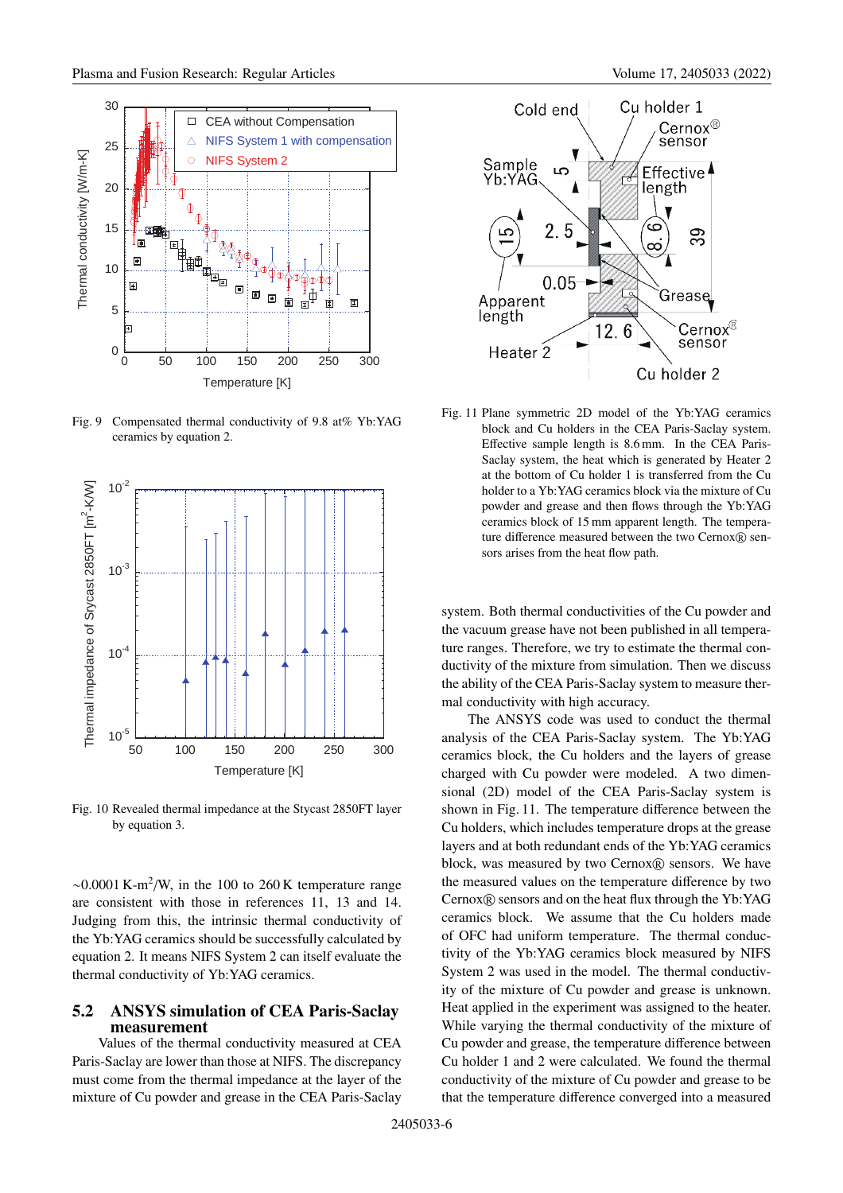Fig. 9 Compensated thermal conductivity of 9.8 at% Yb:YAG ceramics by equation 2.

Fig. 10 Revealed thermal impedance at the Stycast 2850FT layer by equation 3.

~0.0001 K-m$^2$/W, in the 100 to 260 K temperature range are consistent with those in references 11, 13 and 14. Judging from this, the intrinsic thermal conductivity of the Yb:YAG ceramics should be successfully calculated by equation 2. It means NIFS System 2 can itself evaluate the thermal conductivity of Yb:YAG ceramics.

## 5.2 ANSYS simulation of CEA Paris-Saclay measurement

Values of the thermal conductivity measured at CEA Paris-Saclay are lower than those at NIFS. The discrepancy must come from the thermal impedance at the layer of the mixture of Cu powder and grease in the CEA Paris-Saclay system. Both thermal conductivities of the Cu powder and the vacuum grease have not been published in all temperature ranges. Therefore, we try to estimate the thermal conductivity of the mixture from simulation. Then we discuss the ability of the CEA Paris-Saclay system to measure thermal conductivity with high accuracy.

The ANSYS code was used to conduct the thermal analysis of the CEA Paris-Saclay system. The Yb:YAG ceramics block, the Cu holders and the layers of grease charged with Cu powder were modeled. A two dimensional (2D) model of the CEA Paris-Saclay system is shown in Fig. 11. The temperature difference between the Cu holders, which includes temperature drops at the grease layers and at both redundant ends of the Yb:YAG ceramics block, was measured by two Cernox® sensors. We have the measured values on the temperature difference by two Cernox® sensors and on the heat flux through the Yb:YAG ceramics block. We assume that the Cu holders made of OFC had uniform temperature. The thermal conductivity of the Yb:YAG ceramics block measured by NIFS System 2 was used in the model. The thermal conductivity of the mixture of Cu powder and grease is unknown. Heat applied in the experiment was assigned to the heater. While varying the thermal conductivity of the mixture of Cu powder and grease, the temperature difference between Cu holder 1 and 2 were calculated. We found the thermal conductivity of the mixture of Cu powder and grease to be that the temperature difference converged into a measured

Fig. 11 Plane symmetric 2D model of the Yb:YAG ceramics block and Cu holders in the CEA Paris-Saclay system. Effective sample length is 8.6 mm. In the CEA Paris-Saclay system, the heat which is generated by Heater 2 at the bottom of Cu holder 1 is transferred from the Cu holder to a Yb:YAG ceramics block via the mixture of Cu powder and grease and then flows through the Yb:YAG ceramics block of 15 mm apparent length. The temperature difference measured between the two Cernox® sensors arises from the heat flow path.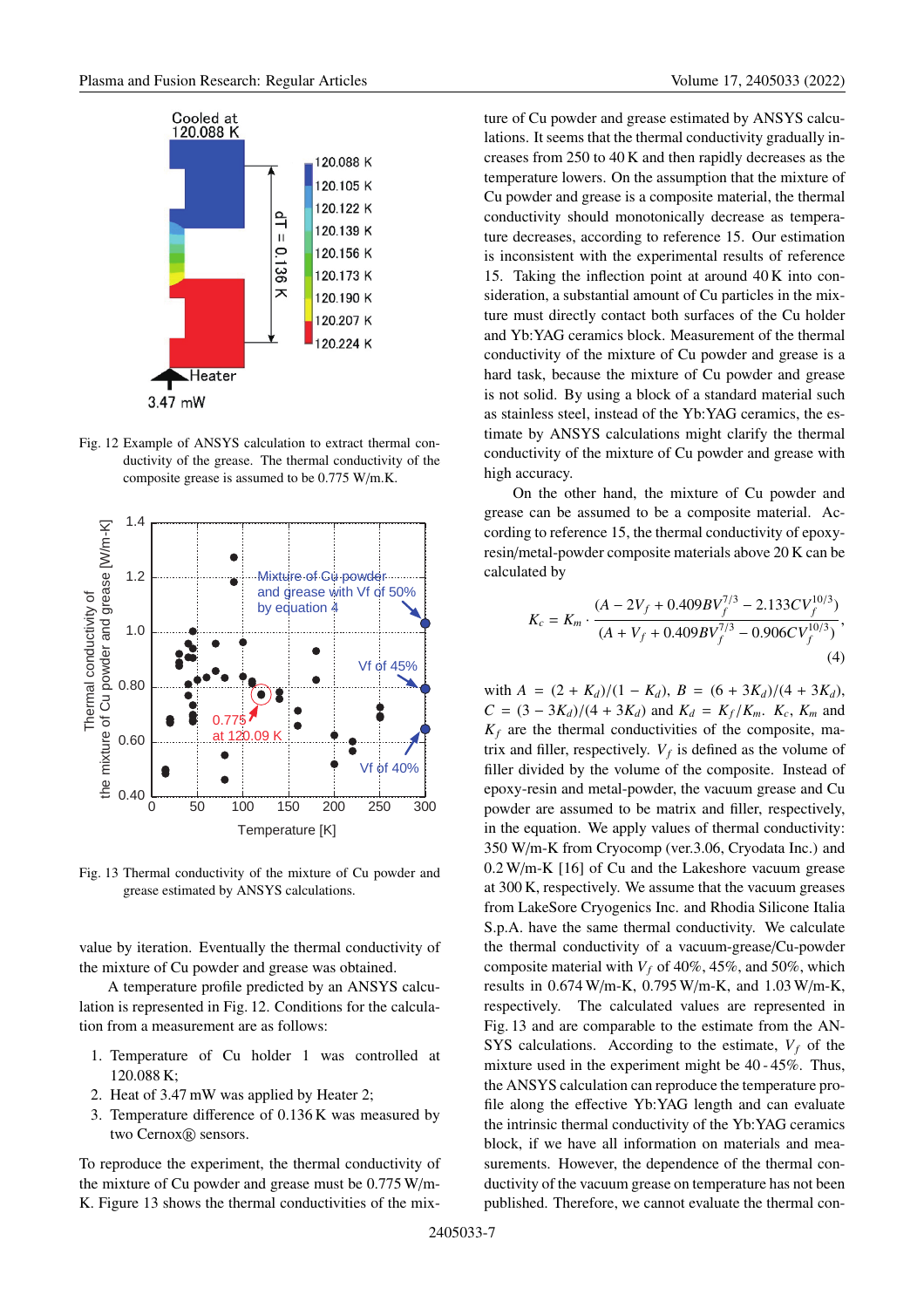Fig. 12 Example of ANSYS calculation to extract thermal conductivity of the grease. The thermal conductivity of the composite grease is assumed to be 0.775 W/m.K.

Fig. 13 Thermal conductivity of the mixture of Cu powder and grease estimated by ANSYS calculations.

value by iteration. Eventually the thermal conductivity of the mixture of Cu powder and grease was obtained.

A temperature profile predicted by an ANSYS calculation is represented in Fig. 12. Conditions for the calculation from a measurement are as follows:

1. Temperature of Cu holder 1 was controlled at 120.088 K;
2. Heat of 3.47 mW was applied by Heater 2;
3. Temperature difference of 0.136 K was measured by two Cernox® sensors.

To reproduce the experiment, the thermal conductivity of the mixture of Cu powder and grease must be 0.775 W/m-K. Figure 13 shows the thermal conductivities of the mixture of Cu powder and grease estimated by ANSYS calculations. It seems that the thermal conductivity gradually increases from 250 to 40 K and then rapidly decreases as the temperature lowers. On the assumption that the mixture of Cu powder and grease is a composite material, the thermal conductivity should monotonically decrease as temperature decreases, according to reference 15. Our estimation is inconsistent with the experimental results of reference 15. Taking the inflection point at around 40 K into consideration, a substantial amount of Cu particles in the mixture must directly contact both surfaces of the Cu holder and Yb:YAG ceramics block. Measurement of the thermal conductivity of the mixture of Cu powder and grease is a hard task, because the mixture of Cu powder and grease is not solid. By using a block of a standard material such as stainless steel, instead of the Yb:YAG ceramics, the estimate by ANSYS calculations might clarify the thermal conductivity of the mixture of Cu powder and grease with high accuracy.

On the other hand, the mixture of Cu powder and grease can be assumed to be a composite material. According to reference 15, the thermal conductivity of epoxy-resin/metal-powder composite materials above 20 K can be calculated by

$$K_c = K_m \cdot \frac{(A - 2V_f + 0.409BV_f^{7/3} - 2.133CV_f^{10/3})}{(A + V_f + 0.409BV_f^{7/3} - 0.906CV_f^{10/3})}, \tag{4}$$

with $A = (2 + K_d)/(1 - K_d)$, $B = (6 + 3K_d)/(4 + 3K_d)$, $C = (3 - 3K_d)/(4 + 3K_d)$ and $K_d = K_f/K_m$. $K_c$, $K_m$ and $K_f$ are the thermal conductivities of the composite, matrix and filler, respectively. $V_f$ is defined as the volume of filler divided by the volume of the composite. Instead of epoxy-resin and metal-powder, the vacuum grease and Cu powder are assumed to be matrix and filler, respectively, in the equation. We apply values of thermal conductivity: 350 W/m-K from Cryocomp (ver.3.06, Cryodata Inc.) and 0.2 W/m-K [16] of Cu and the Lakeshore vacuum grease at 300 K, respectively. We assume that the vacuum greases from LakeSore Cryogenics Inc. and Rhodia Silicone Italia S.p.A. have the same thermal conductivity. We calculate the thermal conductivity of a vacuum-grease/Cu-powder composite material with $V_f$ of 40%, 45%, and 50%, which results in 0.674 W/m-K, 0.795 W/m-K, and 1.03 W/m-K, respectively. The calculated values are represented in Fig. 13 and are comparable to the estimate from the ANSYS calculations. According to the estimate, $V_f$ of the mixture used in the experiment might be 40 - 45%. Thus, the ANSYS calculation can reproduce the temperature profile along the effective Yb:YAG length and can evaluate the intrinsic thermal conductivity of the Yb:YAG ceramics block, if we have all information on materials and measurements. However, the dependence of the thermal conductivity of the vacuum grease on temperature has not been published. Therefore, we cannot evaluate the thermal con-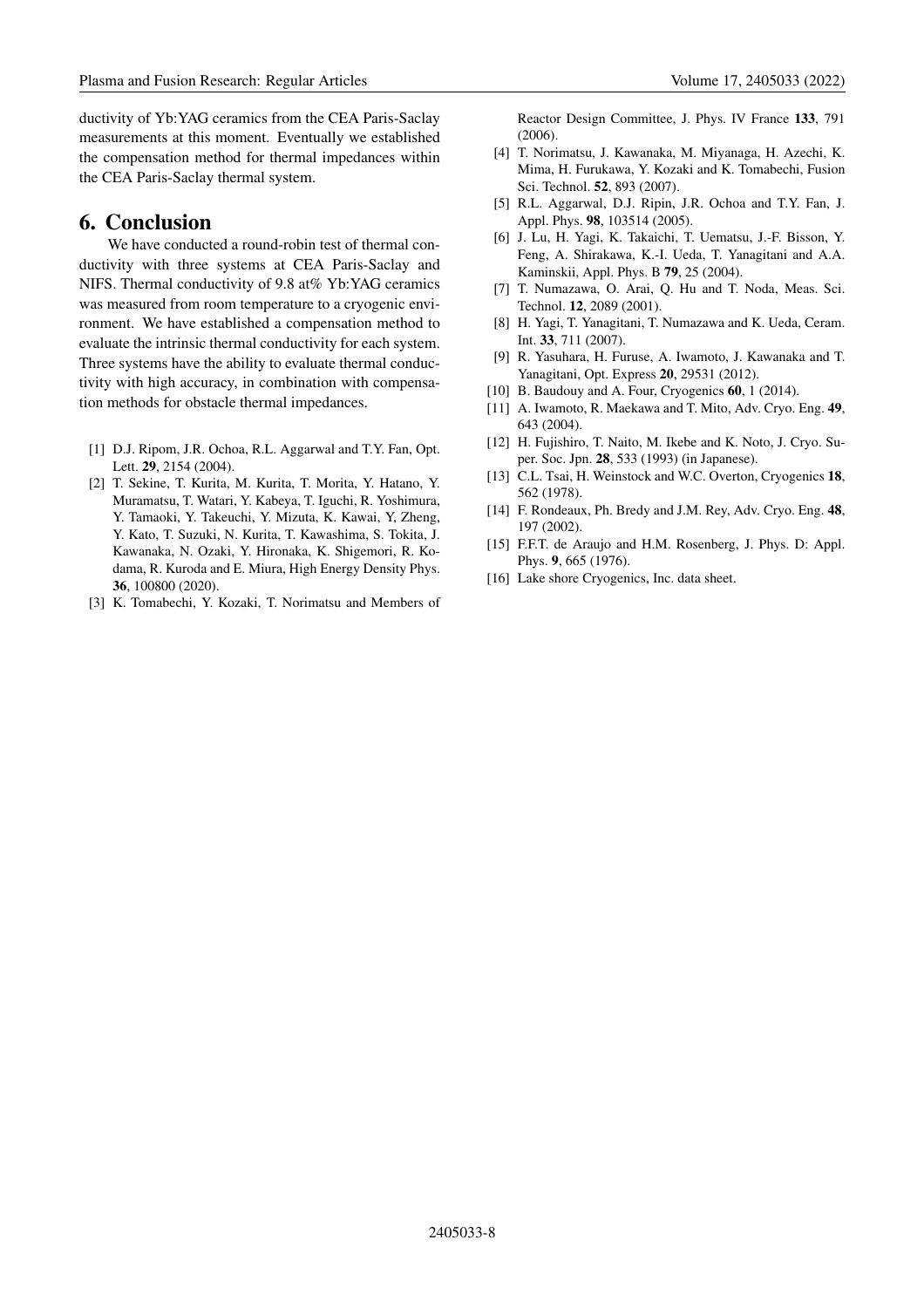ductivity of Yb:YAG ceramics from the CEA Paris-Saclay measurements at this moment. Eventually we established the compensation method for thermal impedances within the CEA Paris-Saclay thermal system.

## 6. Conclusion

We have conducted a round-robin test of thermal conductivity with three systems at CEA Paris-Saclay and NIFS. Thermal conductivity of 9.8 at% Yb:YAG ceramics was measured from room temperature to a cryogenic environment. We have established a compensation method to evaluate the intrinsic thermal conductivity for each system. Three systems have the ability to evaluate thermal conductivity with high accuracy, in combination with compensation methods for obstacle thermal impedances.

[1] D.J. Ripom, J.R. Ochoa, R.L. Aggarwal and T.Y. Fan, Opt. Lett. **29**, 2154 (2004).

[2] T. Sekine, T. Kurita, M. Kurita, T. Morita, Y. Hatano, Y. Muramatsu, T. Watari, Y. Kabeya, T. Iguchi, R. Yoshimura, Y. Tamaoki, Y. Takeuchi, Y. Mizuta, K. Kawai, Y, Zheng, Y. Kato, T. Suzuki, N. Kurita, T. Kawashima, S. Tokita, J. Kawanaka, N. Ozaki, Y. Hironaka, K. Shigemori, R. Kodama, R. Kuroda and E. Miura, High Energy Density Phys. **36**, 100800 (2020).

[3] K. Tomabechi, Y. Kozaki, T. Norimatsu and Members of Reactor Design Committee, J. Phys. IV France **133**, 791 (2006).

[4] T. Norimatsu, J. Kawanaka, M. Miyanaga, H. Azechi, K. Mima, H. Furukawa, Y. Kozaki and K. Tomabechi, Fusion Sci. Technol. **52**, 893 (2007).

[5] R.L. Aggarwal, D.J. Ripin, J.R. Ochoa and T.Y. Fan, J. Appl. Phys. **98**, 103514 (2005).

[6] J. Lu, H. Yagi, K. Takaichi, T. Uematsu, J.-F. Bisson, Y. Feng, A. Shirakawa, K.-I. Ueda, T. Yanagitani and A.A. Kaminskii, Appl. Phys. B **79**, 25 (2004).

[7] T. Numazawa, O. Arai, Q. Hu and T. Noda, Meas. Sci. Technol. **12**, 2089 (2001).

[8] H. Yagi, T. Yanagitani, T. Numazawa and K. Ueda, Ceram. Int. **33**, 711 (2007).

[9] R. Yasuhara, H. Furuse, A. Iwamoto, J. Kawanaka and T. Yanagitani, Opt. Express **20**, 29531 (2012).

[10] B. Baudouy and A. Four, Cryogenics **60**, 1 (2014).

[11] A. Iwamoto, R. Maekawa and T. Mito, Adv. Cryo. Eng. **49**, 643 (2004).

[12] H. Fujishiro, T. Naito, M. Ikebe and K. Noto, J. Cryo. Super. Soc. Jpn. **28**, 533 (1993) (in Japanese).

[13] C.L. Tsai, H. Weinstock and W.C. Overton, Cryogenics **18**, 562 (1978).

[14] F. Rondeaux, Ph. Bredy and J.M. Rey, Adv. Cryo. Eng. **48**, 197 (2002).

[15] F.F.T. de Araujo and H.M. Rosenberg, J. Phys. D: Appl. Phys. **9**, 665 (1976).

[16] Lake shore Cryogenics, Inc. data sheet.